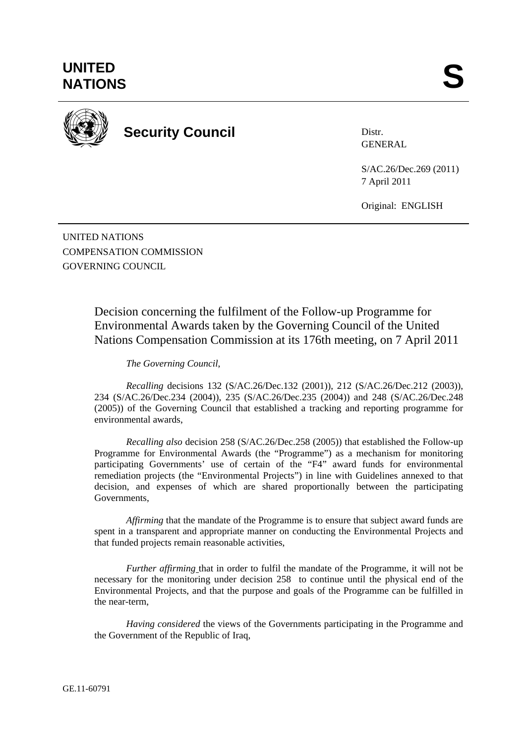**UNITED NATIONS** **S**

**Security Council**

Distr.
GENERAL

S/AC.26/Dec.269 (2011)
7 April 2011

Original: ENGLISH

UNITED NATIONS
COMPENSATION COMMISSION
GOVERNING COUNCIL

# Decision concerning the fulfilment of the Follow-up Programme for Environmental Awards taken by the Governing Council of the United Nations Compensation Commission at its 176th meeting, on 7 April 2011

*The Governing Council,*

*Recalling* decisions 132 (S/AC.26/Dec.132 (2001)), 212 (S/AC.26/Dec.212 (2003)), 234 (S/AC.26/Dec.234 (2004)), 235 (S/AC.26/Dec.235 (2004)) and 248 (S/AC.26/Dec.248 (2005)) of the Governing Council that established a tracking and reporting programme for environmental awards,

*Recalling also* decision 258 (S/AC.26/Dec.258 (2005)) that established the Follow-up Programme for Environmental Awards (the "Programme") as a mechanism for monitoring participating Governments' use of certain of the "F4" award funds for environmental remediation projects (the "Environmental Projects") in line with Guidelines annexed to that decision, and expenses of which are shared proportionally between the participating Governments,

*Affirming* that the mandate of the Programme is to ensure that subject award funds are spent in a transparent and appropriate manner on conducting the Environmental Projects and that funded projects remain reasonable activities,

*Further affirming* that in order to fulfil the mandate of the Programme, it will not be necessary for the monitoring under decision 258 to continue until the physical end of the Environmental Projects, and that the purpose and goals of the Programme can be fulfilled in the near-term,

*Having considered* the views of the Governments participating in the Programme and the Government of the Republic of Iraq,

GE.11-60791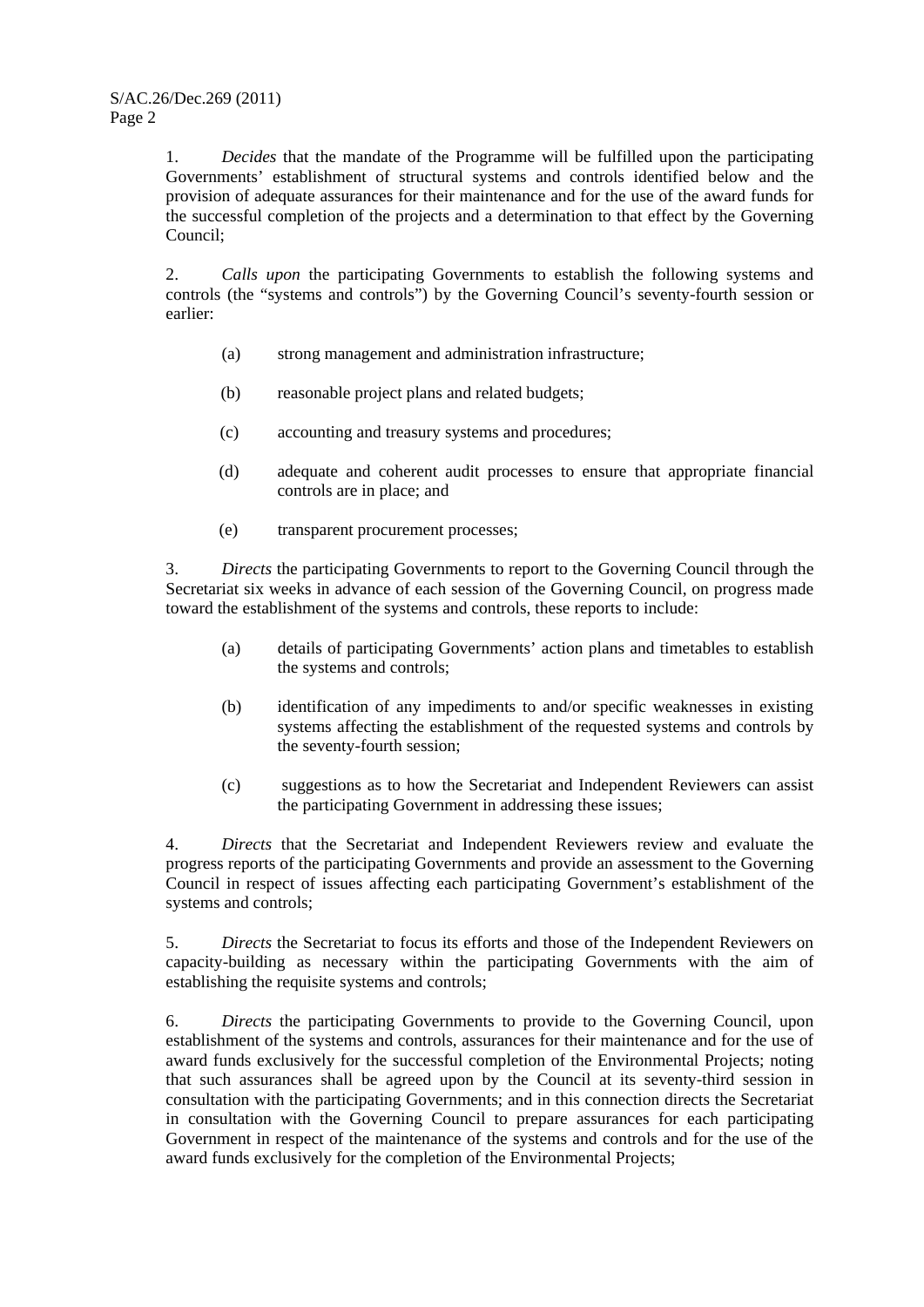1. *Decides* that the mandate of the Programme will be fulfilled upon the participating Governments' establishment of structural systems and controls identified below and the provision of adequate assurances for their maintenance and for the use of the award funds for the successful completion of the projects and a determination to that effect by the Governing Council;

2. *Calls upon* the participating Governments to establish the following systems and controls (the "systems and controls") by the Governing Council's seventy-fourth session or earlier:

   (a) strong management and administration infrastructure;

   (b) reasonable project plans and related budgets;

   (c) accounting and treasury systems and procedures;

   (d) adequate and coherent audit processes to ensure that appropriate financial controls are in place; and

   (e) transparent procurement processes;

3. *Directs* the participating Governments to report to the Governing Council through the Secretariat six weeks in advance of each session of the Governing Council, on progress made toward the establishment of the systems and controls, these reports to include:

   (a) details of participating Governments' action plans and timetables to establish the systems and controls;

   (b) identification of any impediments to and/or specific weaknesses in existing systems affecting the establishment of the requested systems and controls by the seventy-fourth session;

   (c) suggestions as to how the Secretariat and Independent Reviewers can assist the participating Government in addressing these issues;

4. *Directs* that the Secretariat and Independent Reviewers review and evaluate the progress reports of the participating Governments and provide an assessment to the Governing Council in respect of issues affecting each participating Government's establishment of the systems and controls;

5. *Directs* the Secretariat to focus its efforts and those of the Independent Reviewers on capacity-building as necessary within the participating Governments with the aim of establishing the requisite systems and controls;

6. *Directs* the participating Governments to provide to the Governing Council, upon establishment of the systems and controls, assurances for their maintenance and for the use of award funds exclusively for the successful completion of the Environmental Projects; noting that such assurances shall be agreed upon by the Council at its seventy-third session in consultation with the participating Governments; and in this connection directs the Secretariat in consultation with the Governing Council to prepare assurances for each participating Government in respect of the maintenance of the systems and controls and for the use of the award funds exclusively for the completion of the Environmental Projects;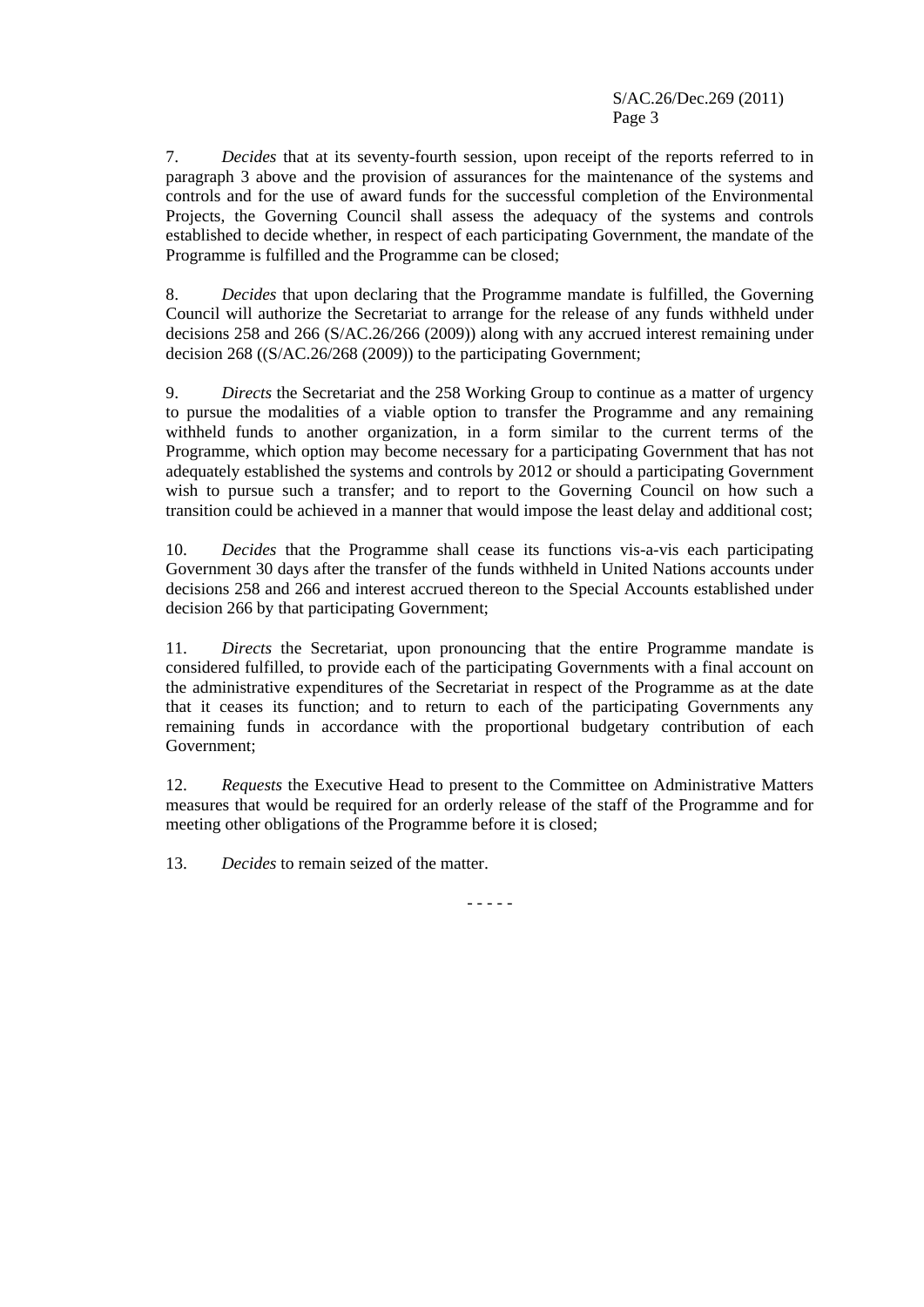7. *Decides* that at its seventy-fourth session, upon receipt of the reports referred to in paragraph 3 above and the provision of assurances for the maintenance of the systems and controls and for the use of award funds for the successful completion of the Environmental Projects, the Governing Council shall assess the adequacy of the systems and controls established to decide whether, in respect of each participating Government, the mandate of the Programme is fulfilled and the Programme can be closed;

8. *Decides* that upon declaring that the Programme mandate is fulfilled, the Governing Council will authorize the Secretariat to arrange for the release of any funds withheld under decisions 258 and 266 (S/AC.26/266 (2009)) along with any accrued interest remaining under decision 268 ((S/AC.26/268 (2009)) to the participating Government;

9. *Directs* the Secretariat and the 258 Working Group to continue as a matter of urgency to pursue the modalities of a viable option to transfer the Programme and any remaining withheld funds to another organization, in a form similar to the current terms of the Programme, which option may become necessary for a participating Government that has not adequately established the systems and controls by 2012 or should a participating Government wish to pursue such a transfer; and to report to the Governing Council on how such a transition could be achieved in a manner that would impose the least delay and additional cost;

10. *Decides* that the Programme shall cease its functions vis-a-vis each participating Government 30 days after the transfer of the funds withheld in United Nations accounts under decisions 258 and 266 and interest accrued thereon to the Special Accounts established under decision 266 by that participating Government;

11. *Directs* the Secretariat, upon pronouncing that the entire Programme mandate is considered fulfilled, to provide each of the participating Governments with a final account on the administrative expenditures of the Secretariat in respect of the Programme as at the date that it ceases its function; and to return to each of the participating Governments any remaining funds in accordance with the proportional budgetary contribution of each Government;

12. *Requests* the Executive Head to present to the Committee on Administrative Matters measures that would be required for an orderly release of the staff of the Programme and for meeting other obligations of the Programme before it is closed;

13. *Decides* to remain seized of the matter.

- - - - -